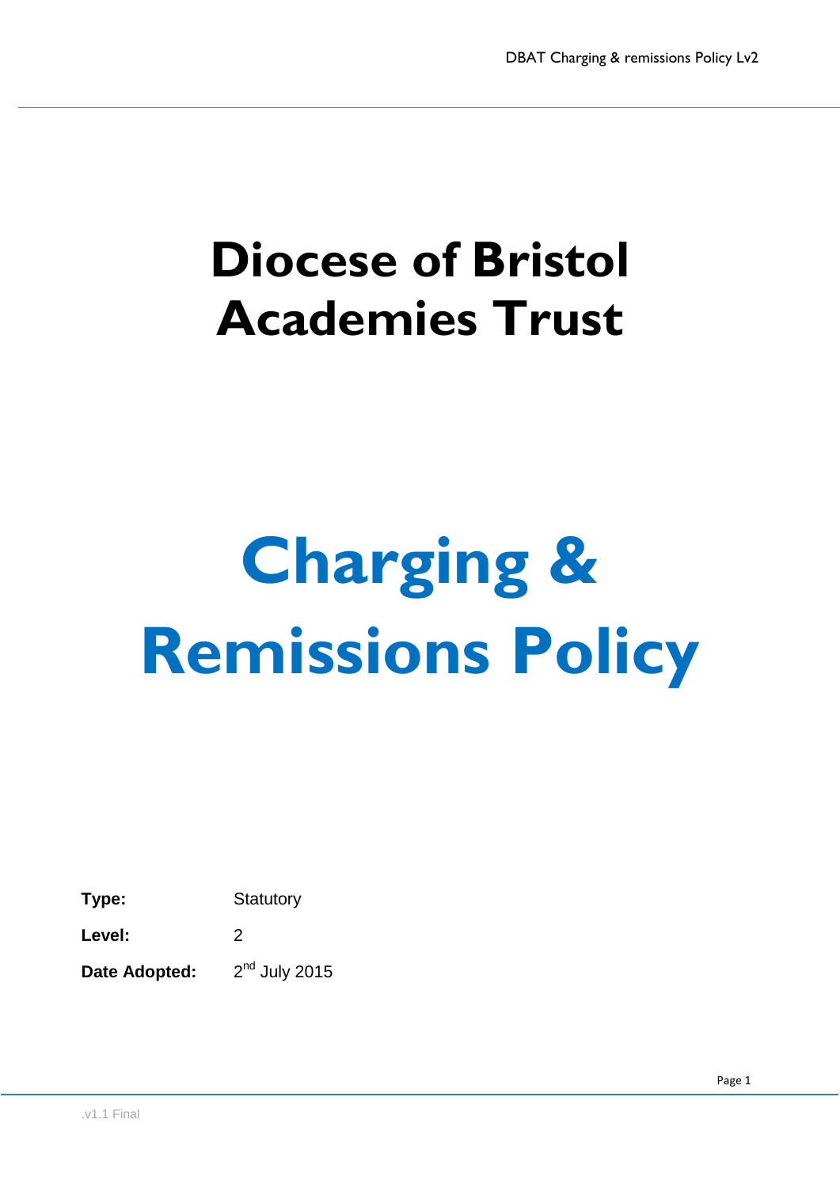# Diocese of Bristol Academies Trust

# Charging & Remissions Policy

**Type:** Statutory

**Level:** 2

**Date Adopted:** 2nd July 2015

.v1.1 Final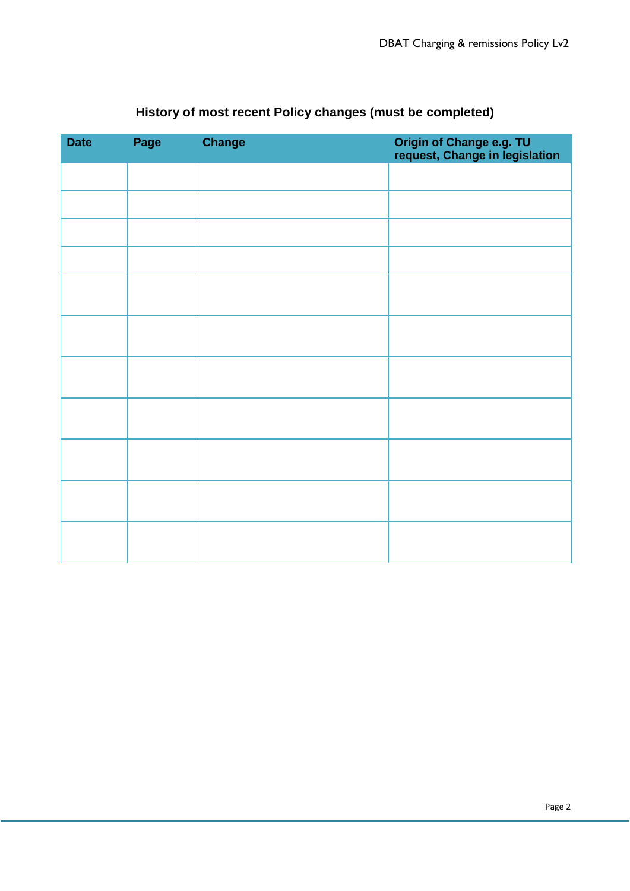### History of most recent Policy changes (must be completed)

| Date | Page | Change | Origin of Change e.g. TU request, Change in legislation |
|---|---|---|---|
| | | | |
| | | | |
| | | | |
| | | | |
| | | | |
| | | | |
| | | | |
| | | | |
| | | | |
| | | | |
| | | | |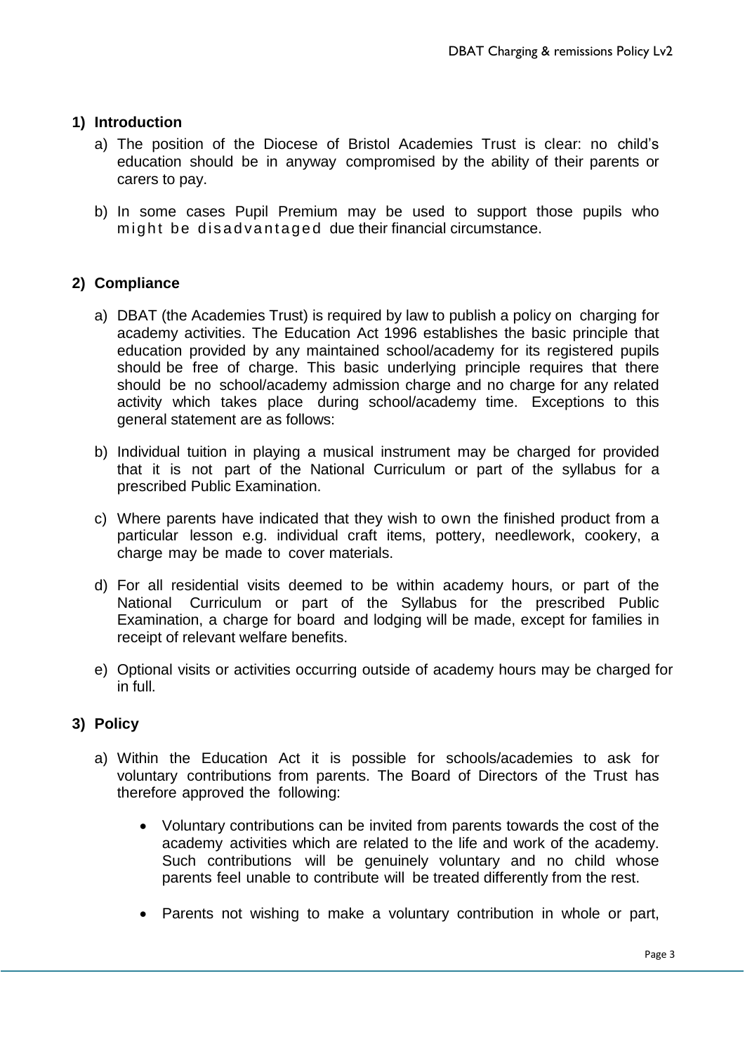## 1) Introduction

a) The position of the Diocese of Bristol Academies Trust is clear: no child's education should be in anyway compromised by the ability of their parents or carers to pay.

b) In some cases Pupil Premium may be used to support those pupils who might be disadvantaged due their financial circumstance.

## 2) Compliance

a) DBAT (the Academies Trust) is required by law to publish a policy on charging for academy activities. The Education Act 1996 establishes the basic principle that education provided by any maintained school/academy for its registered pupils should be free of charge. This basic underlying principle requires that there should be no school/academy admission charge and no charge for any related activity which takes place during school/academy time. Exceptions to this general statement are as follows:

b) Individual tuition in playing a musical instrument may be charged for provided that it is not part of the National Curriculum or part of the syllabus for a prescribed Public Examination.

c) Where parents have indicated that they wish to own the finished product from a particular lesson e.g. individual craft items, pottery, needlework, cookery, a charge may be made to cover materials.

d) For all residential visits deemed to be within academy hours, or part of the National Curriculum or part of the Syllabus for the prescribed Public Examination, a charge for board and lodging will be made, except for families in receipt of relevant welfare benefits.

e) Optional visits or activities occurring outside of academy hours may be charged for in full.

## 3) Policy

a) Within the Education Act it is possible for schools/academies to ask for voluntary contributions from parents. The Board of Directors of the Trust has therefore approved the following:

- Voluntary contributions can be invited from parents towards the cost of the academy activities which are related to the life and work of the academy. Such contributions will be genuinely voluntary and no child whose parents feel unable to contribute will be treated differently from the rest.

- Parents not wishing to make a voluntary contribution in whole or part,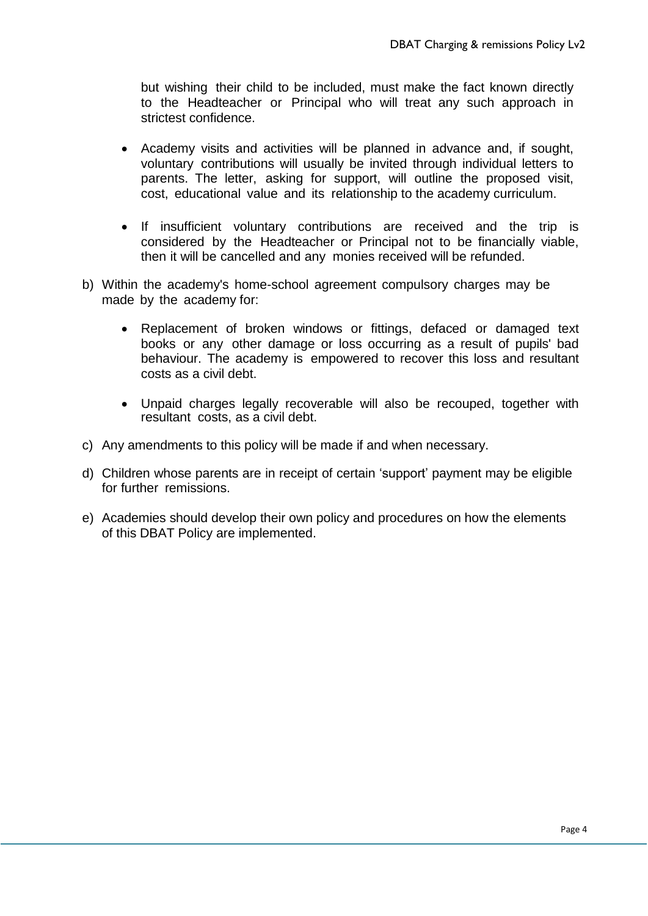but wishing their child to be included, must make the fact known directly to the Headteacher or Principal who will treat any such approach in strictest confidence.

- Academy visits and activities will be planned in advance and, if sought, voluntary contributions will usually be invited through individual letters to parents. The letter, asking for support, will outline the proposed visit, cost, educational value and its relationship to the academy curriculum.

- If insufficient voluntary contributions are received and the trip is considered by the Headteacher or Principal not to be financially viable, then it will be cancelled and any monies received will be refunded.

b) Within the academy's home-school agreement compulsory charges may be made by the academy for:

   - Replacement of broken windows or fittings, defaced or damaged text books or any other damage or loss occurring as a result of pupils' bad behaviour. The academy is empowered to recover this loss and resultant costs as a civil debt.

   - Unpaid charges legally recoverable will also be recouped, together with resultant costs, as a civil debt.

c) Any amendments to this policy will be made if and when necessary.

d) Children whose parents are in receipt of certain 'support' payment may be eligible for further remissions.

e) Academies should develop their own policy and procedures on how the elements of this DBAT Policy are implemented.